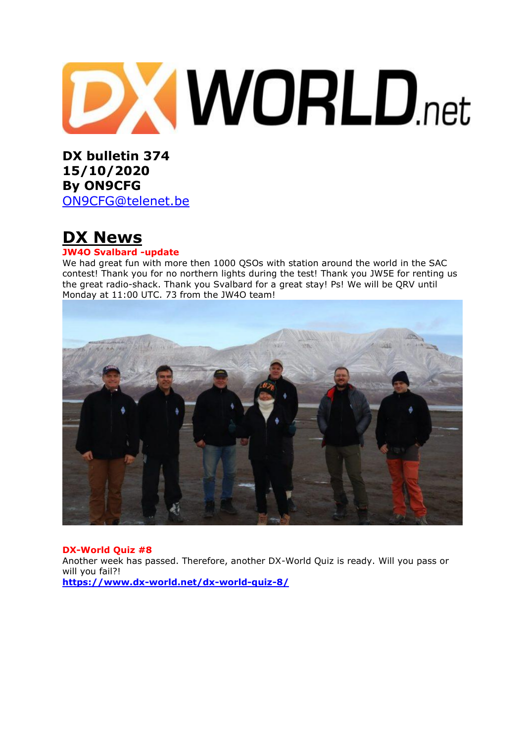DX WORLD.net

**DX bulletin 374**
**15/10/2020**
**By ON9CFG**
[ON9CFG@telenet.be](mailto:ON9CFG@telenet.be)

# DX News

### JW4O Svalbard -update

We had great fun with more then 1000 QSOs with station around the world in the SAC contest! Thank you for no northern lights during the test! Thank you JW5E for renting us the great radio-shack. Thank you Svalbard for a great stay! Ps! We will be QRV until Monday at 11:00 UTC. 73 from the JW4O team!

### DX-World Quiz #8

Another week has passed. Therefore, another DX-World Quiz is ready. Will you pass or will you fail?!

**https://www.dx-world.net/dx-world-quiz-8/**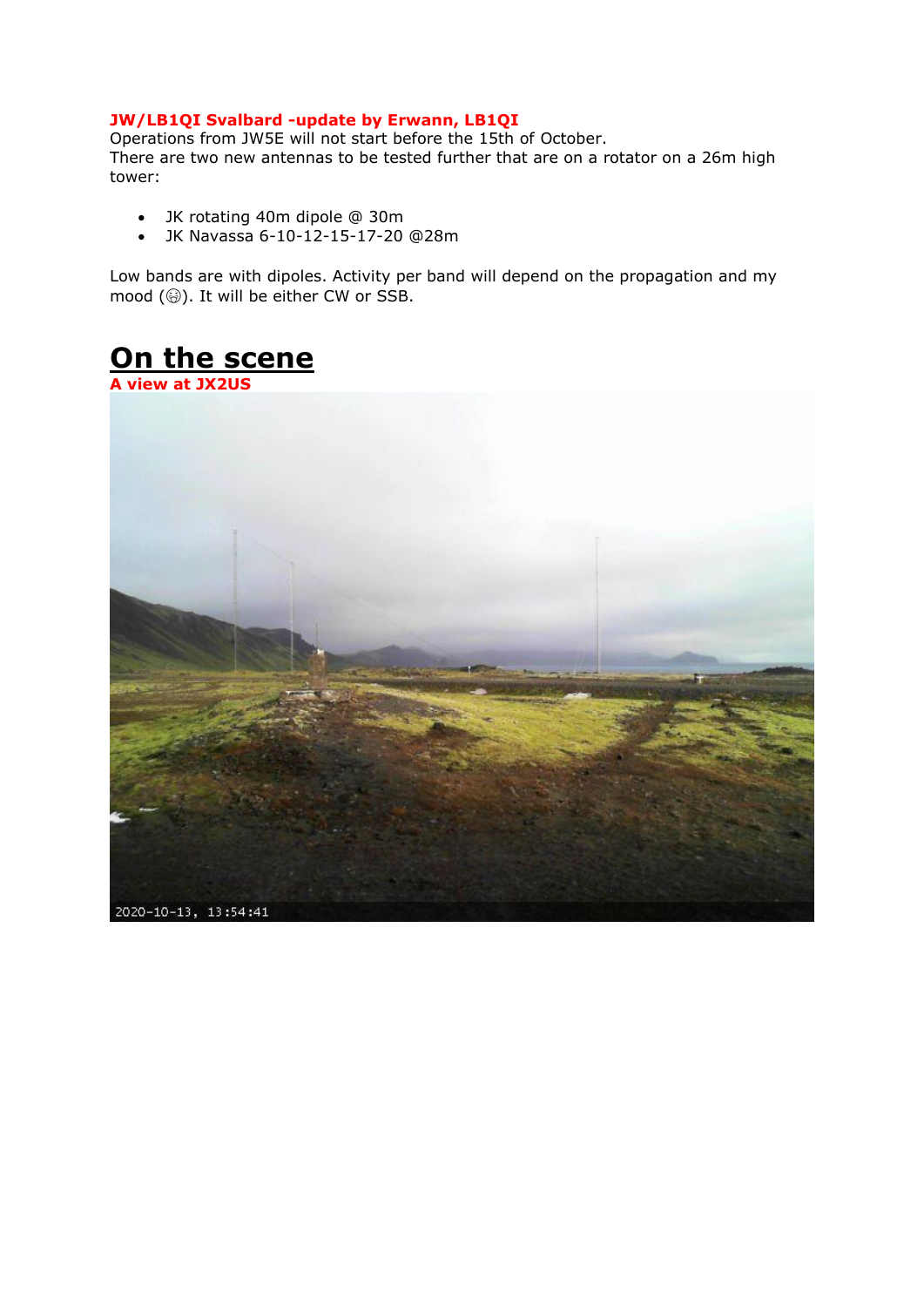**JW/LB1QI Svalbard -update by Erwann, LB1QI**

Operations from JW5E will not start before the 15th of October.
There are two new antennas to be tested further that are on a rotator on a 26m high tower:

- JK rotating 40m dipole @ 30m
- JK Navassa 6-10-12-15-17-20 @28m

Low bands are with dipoles. Activity per band will depend on the propagation and my mood (😜). It will be either CW or SSB.

# On the scene

**A view at JX2US**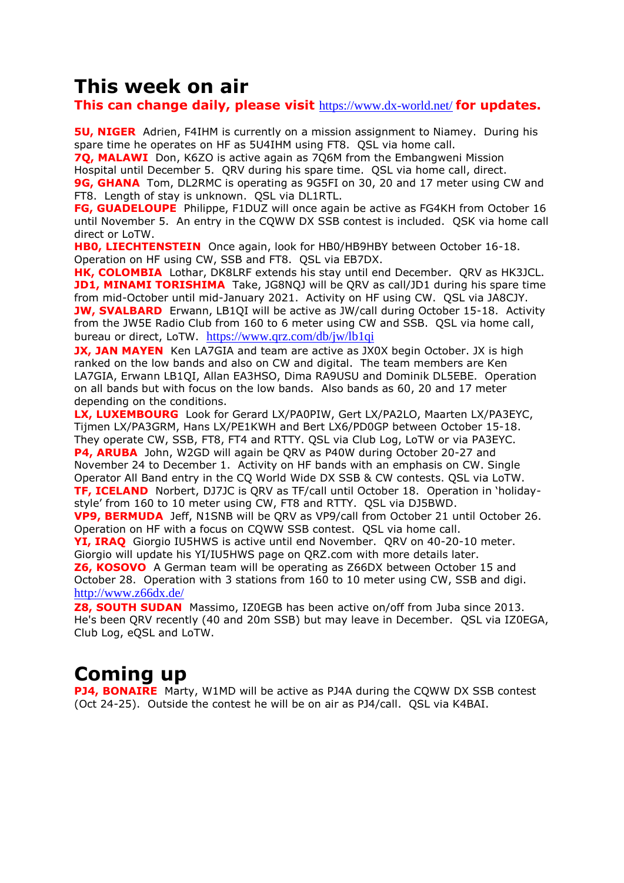# This week on air

**This can change daily, please visit https://www.dx-world.net/ for updates.**

**5U, NIGER** Adrien, F4IHM is currently on a mission assignment to Niamey. During his spare time he operates on HF as 5U4IHM using FT8. QSL via home call.

**7Q, MALAWI** Don, K6ZO is active again as 7Q6M from the Embangweni Mission Hospital until December 5. QRV during his spare time. QSL via home call, direct.

**9G, GHANA** Tom, DL2RMC is operating as 9G5FI on 30, 20 and 17 meter using CW and FT8. Length of stay is unknown. QSL via DL1RTL.

**FG, GUADELOUPE** Philippe, F1DUZ will once again be active as FG4KH from October 16 until November 5. An entry in the CQWW DX SSB contest is included. QSK via home call direct or LoTW.

**HB0, LIECHTENSTEIN** Once again, look for HB0/HB9HBY between October 16-18. Operation on HF using CW, SSB and FT8. QSL via EB7DX.

**HK, COLOMBIA** Lothar, DK8LRF extends his stay until end December. QRV as HK3JCL.

**JD1, MINAMI TORISHIMA** Take, JG8NQJ will be QRV as call/JD1 during his spare time from mid-October until mid-January 2021. Activity on HF using CW. QSL via JA8CJY.

**JW, SVALBARD** Erwann, LB1QI will be active as JW/call during October 15-18. Activity from the JW5E Radio Club from 160 to 6 meter using CW and SSB. QSL via home call, bureau or direct, LoTW. https://www.qrz.com/db/jw/lb1qi

**JX, JAN MAYEN** Ken LA7GIA and team are active as JX0X begin October. JX is high ranked on the low bands and also on CW and digital. The team members are Ken LA7GIA, Erwann LB1QI, Allan EA3HSO, Dima RA9USU and Dominik DL5EBE. Operation on all bands but with focus on the low bands. Also bands as 60, 20 and 17 meter depending on the conditions.

**LX, LUXEMBOURG** Look for Gerard LX/PA0PIW, Gert LX/PA2LO, Maarten LX/PA3EYC, Tijmen LX/PA3GRM, Hans LX/PE1KWH and Bert LX6/PD0GP between October 15-18. They operate CW, SSB, FT8, FT4 and RTTY. QSL via Club Log, LoTW or via PA3EYC.

**P4, ARUBA** John, W2GD will again be QRV as P40W during October 20-27 and November 24 to December 1. Activity on HF bands with an emphasis on CW. Single Operator All Band entry in the CQ World Wide DX SSB & CW contests. QSL via LoTW.

**TF, ICELAND** Norbert, DJ7JC is QRV as TF/call until October 18. Operation in 'holiday-style' from 160 to 10 meter using CW, FT8 and RTTY. QSL via DJ5BWD.

**VP9, BERMUDA** Jeff, N1SNB will be QRV as VP9/call from October 21 until October 26. Operation on HF with a focus on CQWW SSB contest. QSL via home call.

**YI, IRAQ** Giorgio IU5HWS is active until end November. QRV on 40-20-10 meter. Giorgio will update his YI/IU5HWS page on QRZ.com with more details later.

**Z6, KOSOVO** A German team will be operating as Z66DX between October 15 and October 28. Operation with 3 stations from 160 to 10 meter using CW, SSB and digi. http://www.z66dx.de/

**Z8, SOUTH SUDAN** Massimo, IZ0EGB has been active on/off from Juba since 2013. He's been QRV recently (40 and 20m SSB) but may leave in December. QSL via IZ0EGA, Club Log, eQSL and LoTW.

# Coming up

**PJ4, BONAIRE** Marty, W1MD will be active as PJ4A during the CQWW DX SSB contest (Oct 24-25). Outside the contest he will be on air as PJ4/call. QSL via K4BAI.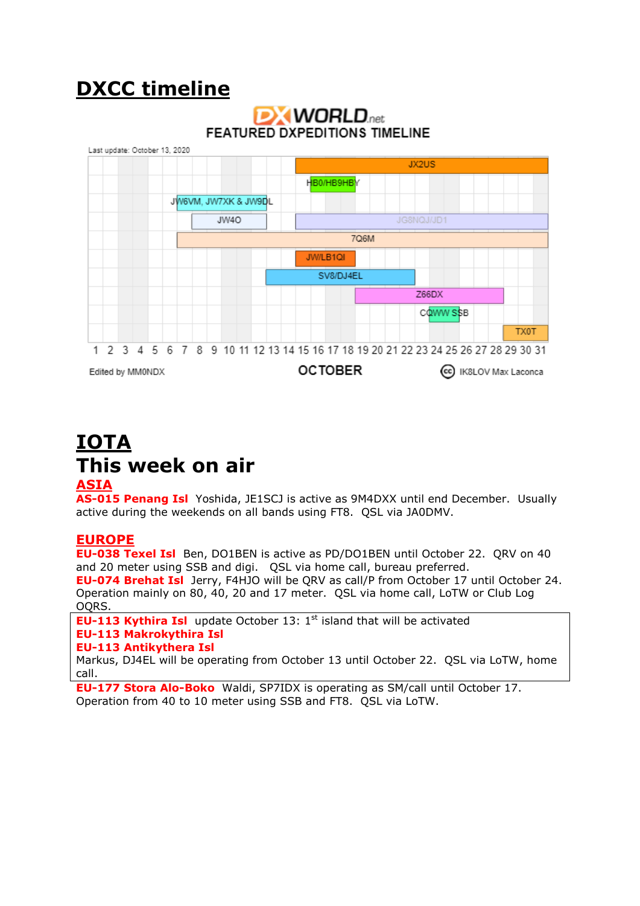# DXCC timeline

DX WORLD.net
FEATURED DXPEDITIONS TIMELINE

Last update: October 13, 2020

JX2US
HB0/HB9HBY
JW6VM, JW7XK & JW9DL
JW4O
JG8NQJ/JD1
7Q6M
JW/LB1QI
SV8/DJ4EL
Z66DX
CQWW SSB
TX0T

1 2 3 4 5 6 7 8 9 10 11 12 13 14 15 16 17 18 19 20 21 22 23 24 25 26 27 28 29 30 31

Edited by MM0NDX — OCTOBER — IK8LOV Max Laconca

# IOTA

# This week on air

## ASIA

**AS-015 Penang Isl** Yoshida, JE1SCJ is active as 9M4DXX until end December. Usually active during the weekends on all bands using FT8. QSL via JA0DMV.

## EUROPE

**EU-038 Texel Isl** Ben, DO1BEN is active as PD/DO1BEN until October 22. QRV on 40 and 20 meter using SSB and digi. QSL via home call, bureau preferred.

**EU-074 Brehat Isl** Jerry, F4HJO will be QRV as call/P from October 17 until October 24. Operation mainly on 80, 40, 20 and 17 meter. QSL via home call, LoTW or Club Log OQRS.

**EU-113 Kythira Isl** update October 13: 1st island that will be activated
**EU-113 Makrokythira Isl**
**EU-113 Antikythera Isl**
Markus, DJ4EL will be operating from October 13 until October 22. QSL via LoTW, home call.

**EU-177 Stora Alo-Boko** Waldi, SP7IDX is operating as SM/call until October 17. Operation from 40 to 10 meter using SSB and FT8. QSL via LoTW.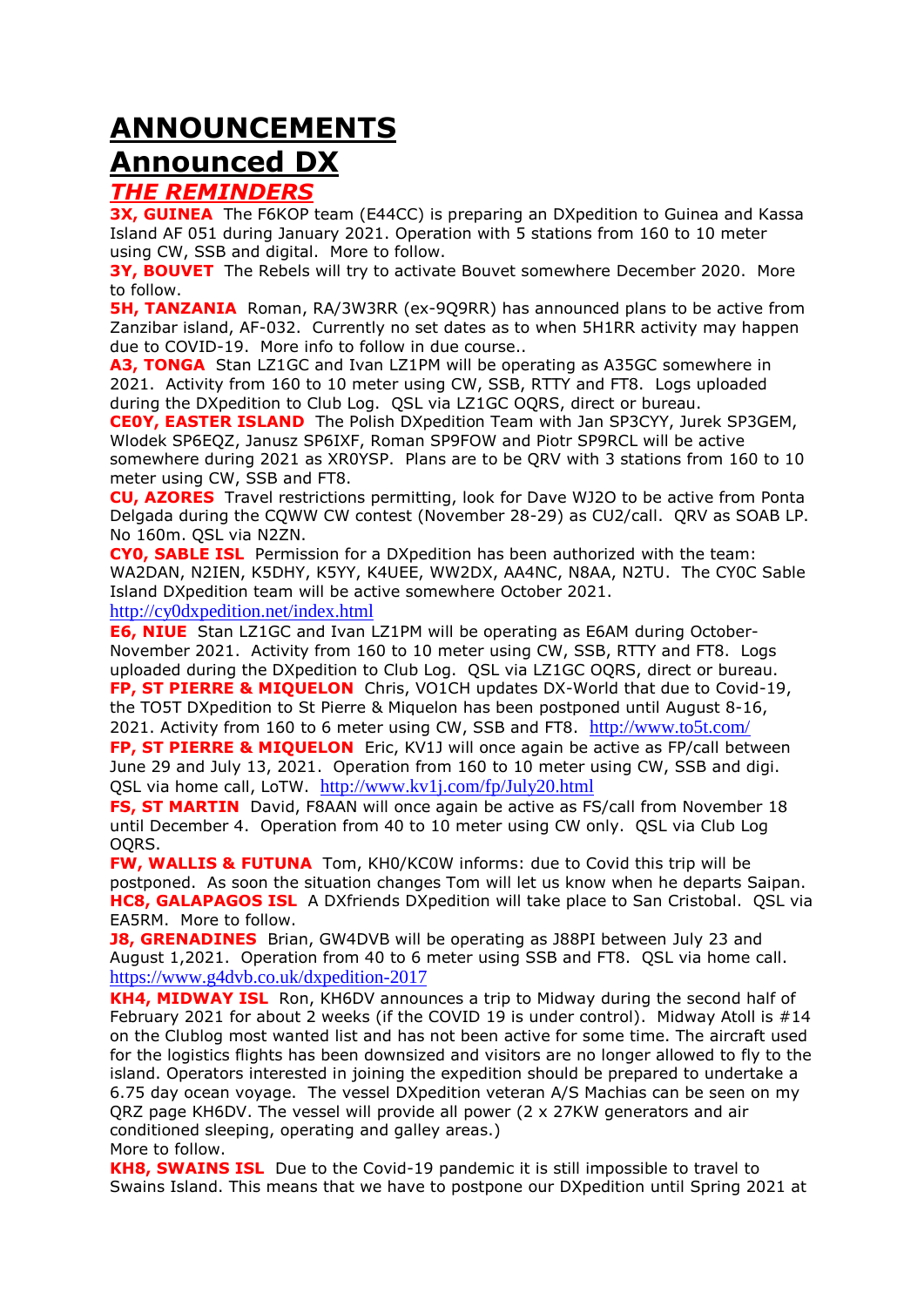# ANNOUNCEMENTS

# Announced DX

## *THE REMINDERS*

**3X, GUINEA** The F6KOP team (E44CC) is preparing an DXpedition to Guinea and Kassa Island AF 051 during January 2021. Operation with 5 stations from 160 to 10 meter using CW, SSB and digital. More to follow.

**3Y, BOUVET** The Rebels will try to activate Bouvet somewhere December 2020. More to follow.

**5H, TANZANIA** Roman, RA/3W3RR (ex-9Q9RR) has announced plans to be active from Zanzibar island, AF-032. Currently no set dates as to when 5H1RR activity may happen due to COVID-19. More info to follow in due course..

**A3, TONGA** Stan LZ1GC and Ivan LZ1PM will be operating as A35GC somewhere in 2021. Activity from 160 to 10 meter using CW, SSB, RTTY and FT8. Logs uploaded during the DXpedition to Club Log. QSL via LZ1GC OQRS, direct or bureau.

**CE0Y, EASTER ISLAND** The Polish DXpedition Team with Jan SP3CYY, Jurek SP3GEM, Wlodek SP6EQZ, Janusz SP6IXF, Roman SP9FOW and Piotr SP9RCL will be active somewhere during 2021 as XR0YSP. Plans are to be QRV with 3 stations from 160 to 10 meter using CW, SSB and FT8.

**CU, AZORES** Travel restrictions permitting, look for Dave WJ2O to be active from Ponta Delgada during the CQWW CW contest (November 28-29) as CU2/call. QRV as SOAB LP. No 160m. QSL via N2ZN.

**CY0, SABLE ISL** Permission for a DXpedition has been authorized with the team: WA2DAN, N2IEN, K5DHY, K5YY, K4UEE, WW2DX, AA4NC, N8AA, N2TU. The CY0C Sable Island DXpedition team will be active somewhere October 2021.
http://cy0dxpedition.net/index.html

**E6, NIUE** Stan LZ1GC and Ivan LZ1PM will be operating as E6AM during October-November 2021. Activity from 160 to 10 meter using CW, SSB, RTTY and FT8. Logs uploaded during the DXpedition to Club Log. QSL via LZ1GC OQRS, direct or bureau.

**FP, ST PIERRE & MIQUELON** Chris, VO1CH updates DX-World that due to Covid-19, the TO5T DXpedition to St Pierre & Miquelon has been postponed until August 8-16, 2021. Activity from 160 to 6 meter using CW, SSB and FT8. http://www.to5t.com/

**FP, ST PIERRE & MIQUELON** Eric, KV1J will once again be active as FP/call between June 29 and July 13, 2021. Operation from 160 to 10 meter using CW, SSB and digi. QSL via home call, LoTW. http://www.kv1j.com/fp/July20.html

**FS, ST MARTIN** David, F8AAN will once again be active as FS/call from November 18 until December 4. Operation from 40 to 10 meter using CW only. QSL via Club Log OQRS.

**FW, WALLIS & FUTUNA** Tom, KH0/KC0W informs: due to Covid this trip will be postponed. As soon the situation changes Tom will let us know when he departs Saipan.

**HC8, GALAPAGOS ISL** A DXfriends DXpedition will take place to San Cristobal. QSL via EA5RM. More to follow.

**J8, GRENADINES** Brian, GW4DVB will be operating as J88PI between July 23 and August 1,2021. Operation from 40 to 6 meter using SSB and FT8. QSL via home call. https://www.g4dvb.co.uk/dxpedition-2017

**KH4, MIDWAY ISL** Ron, KH6DV announces a trip to Midway during the second half of February 2021 for about 2 weeks (if the COVID 19 is under control). Midway Atoll is #14 on the Clublog most wanted list and has not been active for some time. The aircraft used for the logistics flights has been downsized and visitors are no longer allowed to fly to the island. Operators interested in joining the expedition should be prepared to undertake a 6.75 day ocean voyage. The vessel DXpedition veteran A/S Machias can be seen on my QRZ page KH6DV. The vessel will provide all power (2 x 27KW generators and air conditioned sleeping, operating and galley areas.)
More to follow.

**KH8, SWAINS ISL** Due to the Covid-19 pandemic it is still impossible to travel to Swains Island. This means that we have to postpone our DXpedition until Spring 2021 at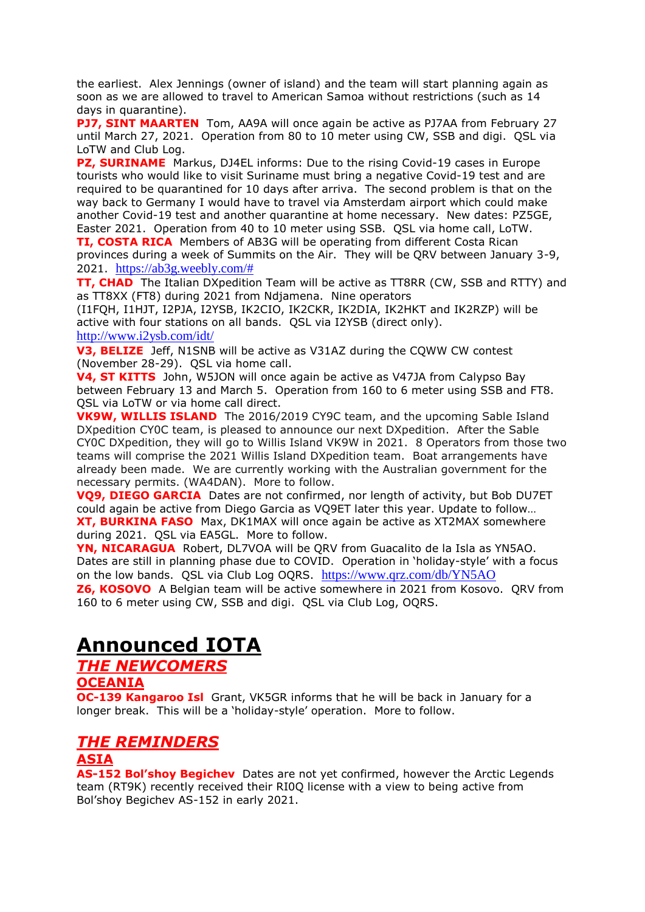the earliest. Alex Jennings (owner of island) and the team will start planning again as soon as we are allowed to travel to American Samoa without restrictions (such as 14 days in quarantine).

**PJ7, SINT MAARTEN** Tom, AA9A will once again be active as PJ7AA from February 27 until March 27, 2021. Operation from 80 to 10 meter using CW, SSB and digi. QSL via LoTW and Club Log.

**PZ, SURINAME** Markus, DJ4EL informs: Due to the rising Covid-19 cases in Europe tourists who would like to visit Suriname must bring a negative Covid-19 test and are required to be quarantined for 10 days after arriva. The second problem is that on the way back to Germany I would have to travel via Amsterdam airport which could make another Covid-19 test and another quarantine at home necessary. New dates: PZ5GE, Easter 2021. Operation from 40 to 10 meter using SSB. QSL via home call, LoTW.

**TI, COSTA RICA** Members of AB3G will be operating from different Costa Rican provinces during a week of Summits on the Air. They will be QRV between January 3-9, 2021. https://ab3g.weebly.com/#

**TT, CHAD** The Italian DXpedition Team will be active as TT8RR (CW, SSB and RTTY) and as TT8XX (FT8) during 2021 from Ndjamena. Nine operators (I1FQH, I1HJT, I2PJA, I2YSB, IK2CIO, IK2CKR, IK2DIA, IK2HKT and IK2RZP) will be active with four stations on all bands. QSL via I2YSB (direct only). http://www.i2ysb.com/idt/

**V3, BELIZE** Jeff, N1SNB will be active as V31AZ during the CQWW CW contest (November 28-29). QSL via home call.

**V4, ST KITTS** John, W5JON will once again be active as V47JA from Calypso Bay between February 13 and March 5. Operation from 160 to 6 meter using SSB and FT8. QSL via LoTW or via home call direct.

**VK9W, WILLIS ISLAND** The 2016/2019 CY9C team, and the upcoming Sable Island DXpedition CY0C team, is pleased to announce our next DXpedition. After the Sable CY0C DXpedition, they will go to Willis Island VK9W in 2021. 8 Operators from those two teams will comprise the 2021 Willis Island DXpedition team. Boat arrangements have already been made. We are currently working with the Australian government for the necessary permits. (WA4DAN). More to follow.

**VQ9, DIEGO GARCIA** Dates are not confirmed, nor length of activity, but Bob DU7ET could again be active from Diego Garcia as VQ9ET later this year. Update to follow…

**XT, BURKINA FASO** Max, DK1MAX will once again be active as XT2MAX somewhere during 2021. QSL via EA5GL. More to follow.

**YN, NICARAGUA** Robert, DL7VOA will be QRV from Guacalito de la Isla as YN5AO. Dates are still in planning phase due to COVID. Operation in 'holiday-style' with a focus on the low bands. QSL via Club Log OQRS. https://www.qrz.com/db/YN5AO

**Z6, KOSOVO** A Belgian team will be active somewhere in 2021 from Kosovo. QRV from 160 to 6 meter using CW, SSB and digi. QSL via Club Log, OQRS.

# Announced IOTA

## *THE NEWCOMERS*

### OCEANIA

**OC-139 Kangaroo Isl** Grant, VK5GR informs that he will be back in January for a longer break. This will be a 'holiday-style' operation. More to follow.

## *THE REMINDERS*

### ASIA

**AS-152 Bol'shoy Begichev** Dates are not yet confirmed, however the Arctic Legends team (RT9K) recently received their RI0Q license with a view to being active from Bol'shoy Begichev AS-152 in early 2021.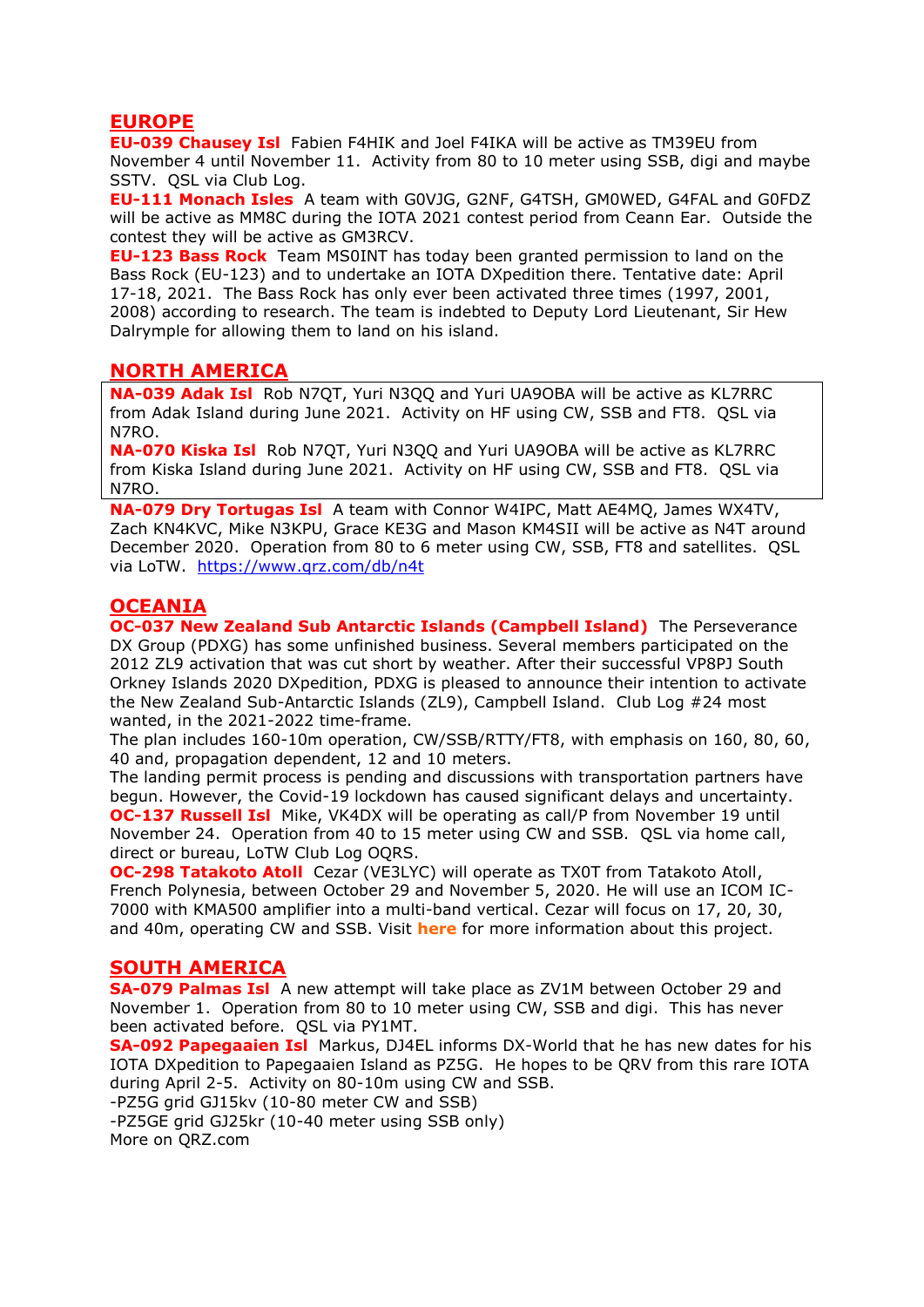## EUROPE

**EU-039 Chausey Isl** Fabien F4HIK and Joel F4IKA will be active as TM39EU from November 4 until November 11. Activity from 80 to 10 meter using SSB, digi and maybe SSTV. QSL via Club Log.

**EU-111 Monach Isles** A team with G0VJG, G2NF, G4TSH, GM0WED, G4FAL and G0FDZ will be active as MM8C during the IOTA 2021 contest period from Ceann Ear. Outside the contest they will be active as GM3RCV.

**EU-123 Bass Rock** Team MS0INT has today been granted permission to land on the Bass Rock (EU-123) and to undertake an IOTA DXpedition there. Tentative date: April 17-18, 2021. The Bass Rock has only ever been activated three times (1997, 2001, 2008) according to research. The team is indebted to Deputy Lord Lieutenant, Sir Hew Dalrymple for allowing them to land on his island.

## NORTH AMERICA

**NA-039 Adak Isl** Rob N7QT, Yuri N3QQ and Yuri UA9OBA will be active as KL7RRC from Adak Island during June 2021. Activity on HF using CW, SSB and FT8. QSL via N7RO.

**NA-070 Kiska Isl** Rob N7QT, Yuri N3QQ and Yuri UA9OBA will be active as KL7RRC from Kiska Island during June 2021. Activity on HF using CW, SSB and FT8. QSL via N7RO.

**NA-079 Dry Tortugas Isl** A team with Connor W4IPC, Matt AE4MQ, James WX4TV, Zach KN4KVC, Mike N3KPU, Grace KE3G and Mason KM4SII will be active as N4T around December 2020. Operation from 80 to 6 meter using CW, SSB, FT8 and satellites. QSL via LoTW. https://www.qrz.com/db/n4t

## OCEANIA

**OC-037 New Zealand Sub Antarctic Islands (Campbell Island)** The Perseverance DX Group (PDXG) has some unfinished business. Several members participated on the 2012 ZL9 activation that was cut short by weather. After their successful VP8PJ South Orkney Islands 2020 DXpedition, PDXG is pleased to announce their intention to activate the New Zealand Sub-Antarctic Islands (ZL9), Campbell Island. Club Log #24 most wanted, in the 2021-2022 time-frame.

The plan includes 160-10m operation, CW/SSB/RTTY/FT8, with emphasis on 160, 80, 60, 40 and, propagation dependent, 12 and 10 meters.

The landing permit process is pending and discussions with transportation partners have begun. However, the Covid-19 lockdown has caused significant delays and uncertainty.

**OC-137 Russell Isl** Mike, VK4DX will be operating as call/P from November 19 until November 24. Operation from 40 to 15 meter using CW and SSB. QSL via home call, direct or bureau, LoTW Club Log OQRS.

**OC-298 Tatakoto Atoll** Cezar (VE3LYC) will operate as TX0T from Tatakoto Atoll, French Polynesia, between October 29 and November 5, 2020. He will use an ICOM IC-7000 with KMA500 amplifier into a multi-band vertical. Cezar will focus on 17, 20, 30, and 40m, operating CW and SSB. Visit **here** for more information about this project.

## SOUTH AMERICA

**SA-079 Palmas Isl** A new attempt will take place as ZV1M between October 29 and November 1. Operation from 80 to 10 meter using CW, SSB and digi. This has never been activated before. QSL via PY1MT.

**SA-092 Papegaaien Isl** Markus, DJ4EL informs DX-World that he has new dates for his IOTA DXpedition to Papegaaien Island as PZ5G. He hopes to be QRV from this rare IOTA during April 2-5. Activity on 80-10m using CW and SSB.

-PZ5G grid GJ15kv (10-80 meter CW and SSB)

-PZ5GE grid GJ25kr (10-40 meter using SSB only)

More on QRZ.com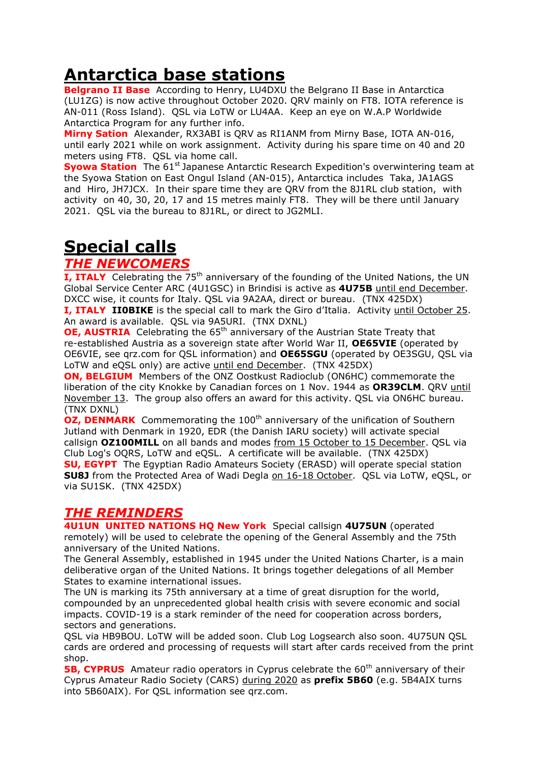# Antarctica base stations

**Belgrano II Base** According to Henry, LU4DXU the Belgrano II Base in Antarctica (LU1ZG) is now active throughout October 2020. QRV mainly on FT8. IOTA reference is AN-011 (Ross Island). QSL via LoTW or LU4AA. Keep an eye on W.A.P Worldwide Antarctica Program for any further info.

**Mirny Sation** Alexander, RX3ABI is QRV as RI1ANM from Mirny Base, IOTA AN-016, until early 2021 while on work assignment. Activity during his spare time on 40 and 20 meters using FT8. QSL via home call.

**Syowa Station** The 61st Japanese Antarctic Research Expedition's overwintering team at the Syowa Station on East Ongul Island (AN-015), Antarctica includes Taka, JA1AGS and Hiro, JH7JCX. In their spare time they are QRV from the 8J1RL club station, with activity on 40, 30, 20, 17 and 15 metres mainly FT8. They will be there until January 2021. QSL via the bureau to 8J1RL, or direct to JG2MLI.

# Special calls

## *THE NEWCOMERS*

**I, ITALY** Celebrating the 75th anniversary of the founding of the United Nations, the UN Global Service Center ARC (4U1GSC) in Brindisi is active as **4U75B** until end December. DXCC wise, it counts for Italy. QSL via 9A2AA, direct or bureau. (TNX 425DX)

**I, ITALY** **II0BIKE** is the special call to mark the Giro d'Italia. Activity until October 25. An award is available. QSL via 9A5URI. (TNX DXNL)

**OE, AUSTRIA** Celebrating the 65th anniversary of the Austrian State Treaty that re-established Austria as a sovereign state after World War II, **OE65VIE** (operated by OE6VIE, see qrz.com for QSL information) and **OE65SGU** (operated by OE3SGU, QSL via LoTW and eQSL only) are active until end December. (TNX 425DX)

**ON, BELGIUM** Members of the ONZ Oostkust Radioclub (ON6HC) commemorate the liberation of the city Knokke by Canadian forces on 1 Nov. 1944 as **OR39CLM**. QRV until November 13. The group also offers an award for this activity. QSL via ON6HC bureau. (TNX DXNL)

**OZ, DENMARK** Commemorating the 100th anniversary of the unification of Southern Jutland with Denmark in 1920, EDR (the Danish IARU society) will activate special callsign **OZ100MILL** on all bands and modes from 15 October to 15 December. QSL via Club Log's OQRS, LoTW and eQSL. A certificate will be available. (TNX 425DX)

**SU, EGYPT** The Egyptian Radio Amateurs Society (ERASD) will operate special station **SU8J** from the Protected Area of Wadi Degla on 16-18 October. QSL via LoTW, eQSL, or via SU1SK. (TNX 425DX)

## *THE REMINDERS*

**4U1UN UNITED NATIONS HQ New York** Special callsign **4U75UN** (operated remotely) will be used to celebrate the opening of the General Assembly and the 75th anniversary of the United Nations.

The General Assembly, established in 1945 under the United Nations Charter, is a main deliberative organ of the United Nations. It brings together delegations of all Member States to examine international issues.

The UN is marking its 75th anniversary at a time of great disruption for the world, compounded by an unprecedented global health crisis with severe economic and social impacts. COVID-19 is a stark reminder of the need for cooperation across borders, sectors and generations.

QSL via HB9BOU. LoTW will be added soon. Club Log Logsearch also soon. 4U75UN QSL cards are ordered and processing of requests will start after cards received from the print shop.

**5B, CYPRUS** Amateur radio operators in Cyprus celebrate the 60th anniversary of their Cyprus Amateur Radio Society (CARS) during 2020 as **prefix 5B60** (e.g. 5B4AIX turns into 5B60AIX). For QSL information see qrz.com.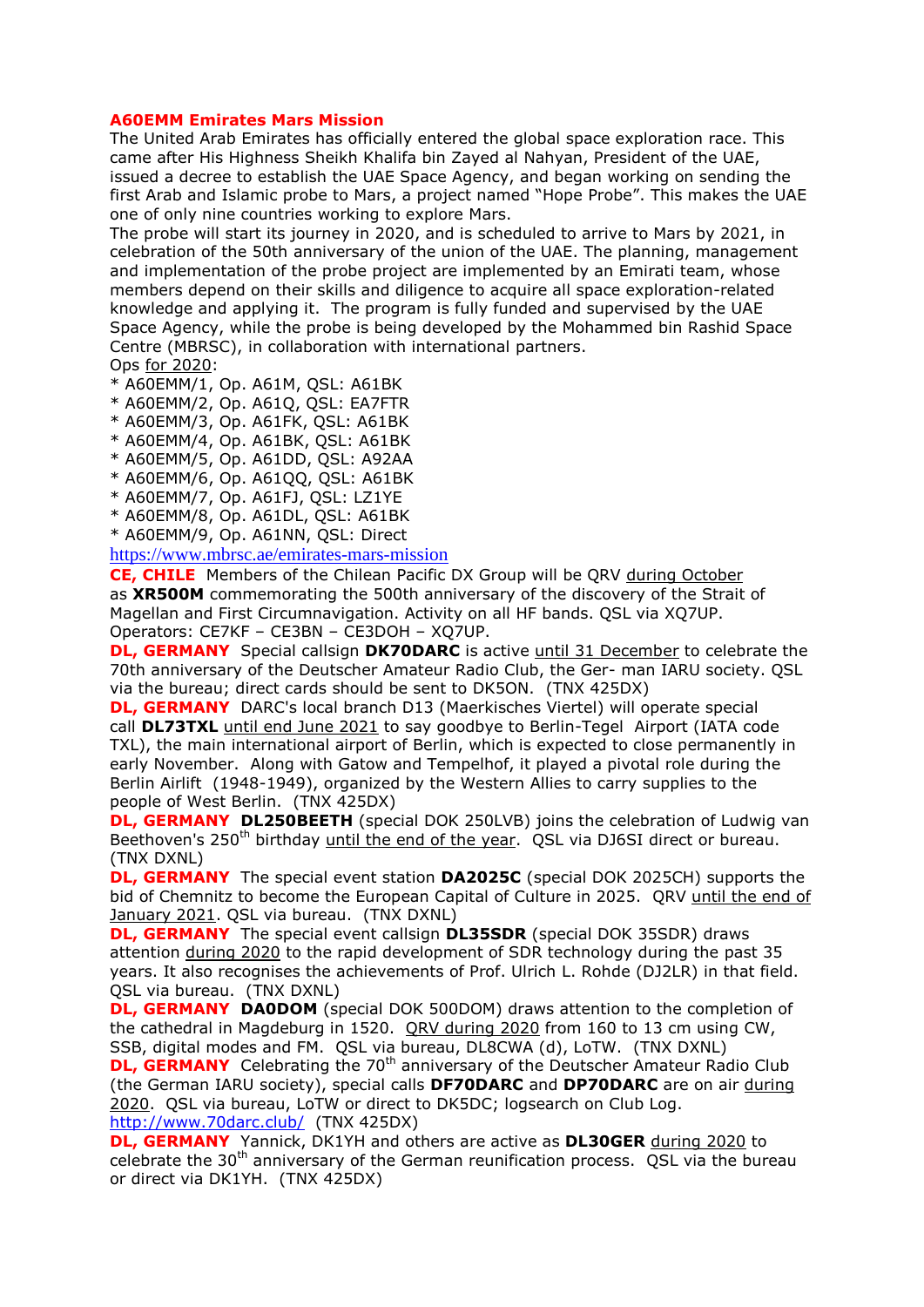**A60EMM Emirates Mars Mission**

The United Arab Emirates has officially entered the global space exploration race. This came after His Highness Sheikh Khalifa bin Zayed al Nahyan, President of the UAE, issued a decree to establish the UAE Space Agency, and began working on sending the first Arab and Islamic probe to Mars, a project named "Hope Probe". This makes the UAE one of only nine countries working to explore Mars.

The probe will start its journey in 2020, and is scheduled to arrive to Mars by 2021, in celebration of the 50th anniversary of the union of the UAE. The planning, management and implementation of the probe project are implemented by an Emirati team, whose members depend on their skills and diligence to acquire all space exploration-related knowledge and applying it. The program is fully funded and supervised by the UAE Space Agency, while the probe is being developed by the Mohammed bin Rashid Space Centre (MBRSC), in collaboration with international partners.

Ops for 2020:

* A60EMM/1, Op. A61M, QSL: A61BK
* A60EMM/2, Op. A61Q, QSL: EA7FTR
* A60EMM/3, Op. A61FK, QSL: A61BK
* A60EMM/4, Op. A61BK, QSL: A61BK
* A60EMM/5, Op. A61DD, QSL: A92AA
* A60EMM/6, Op. A61QQ, QSL: A61BK
* A60EMM/7, Op. A61FJ, QSL: LZ1YE
* A60EMM/8, Op. A61DL, QSL: A61BK
* A60EMM/9, Op. A61NN, QSL: Direct

https://www.mbrsc.ae/emirates-mars-mission

**CE, CHILE** Members of the Chilean Pacific DX Group will be QRV during October as **XR500M** commemorating the 500th anniversary of the discovery of the Strait of Magellan and First Circumnavigation. Activity on all HF bands. QSL via XQ7UP. Operators: CE7KF – CE3BN – CE3DOH – XQ7UP.

**DL, GERMANY** Special callsign **DK70DARC** is active until 31 December to celebrate the 70th anniversary of the Deutscher Amateur Radio Club, the Ger- man IARU society. QSL via the bureau; direct cards should be sent to DK5ON. (TNX 425DX)

**DL, GERMANY** DARC's local branch D13 (Maerkisches Viertel) will operate special call **DL73TXL** until end June 2021 to say goodbye to Berlin-Tegel Airport (IATA code TXL), the main international airport of Berlin, which is expected to close permanently in early November. Along with Gatow and Tempelhof, it played a pivotal role during the Berlin Airlift (1948-1949), organized by the Western Allies to carry supplies to the people of West Berlin. (TNX 425DX)

**DL, GERMANY** **DL250BEETH** (special DOK 250LVB) joins the celebration of Ludwig van Beethoven's 250th birthday until the end of the year. QSL via DJ6SI direct or bureau. (TNX DXNL)

**DL, GERMANY** The special event station **DA2025C** (special DOK 2025CH) supports the bid of Chemnitz to become the European Capital of Culture in 2025. QRV until the end of January 2021. QSL via bureau. (TNX DXNL)

**DL, GERMANY** The special event callsign **DL35SDR** (special DOK 35SDR) draws attention during 2020 to the rapid development of SDR technology during the past 35 years. It also recognises the achievements of Prof. Ulrich L. Rohde (DJ2LR) in that field. QSL via bureau. (TNX DXNL)

**DL, GERMANY** **DA0DOM** (special DOK 500DOM) draws attention to the completion of the cathedral in Magdeburg in 1520. QRV during 2020 from 160 to 13 cm using CW, SSB, digital modes and FM. QSL via bureau, DL8CWA (d), LoTW. (TNX DXNL)

**DL, GERMANY** Celebrating the 70th anniversary of the Deutscher Amateur Radio Club (the German IARU society), special calls **DF70DARC** and **DP70DARC** are on air during 2020. QSL via bureau, LoTW or direct to DK5DC; logsearch on Club Log. http://www.70darc.club/ (TNX 425DX)

**DL, GERMANY** Yannick, DK1YH and others are active as **DL30GER** during 2020 to celebrate the 30th anniversary of the German reunification process. QSL via the bureau or direct via DK1YH. (TNX 425DX)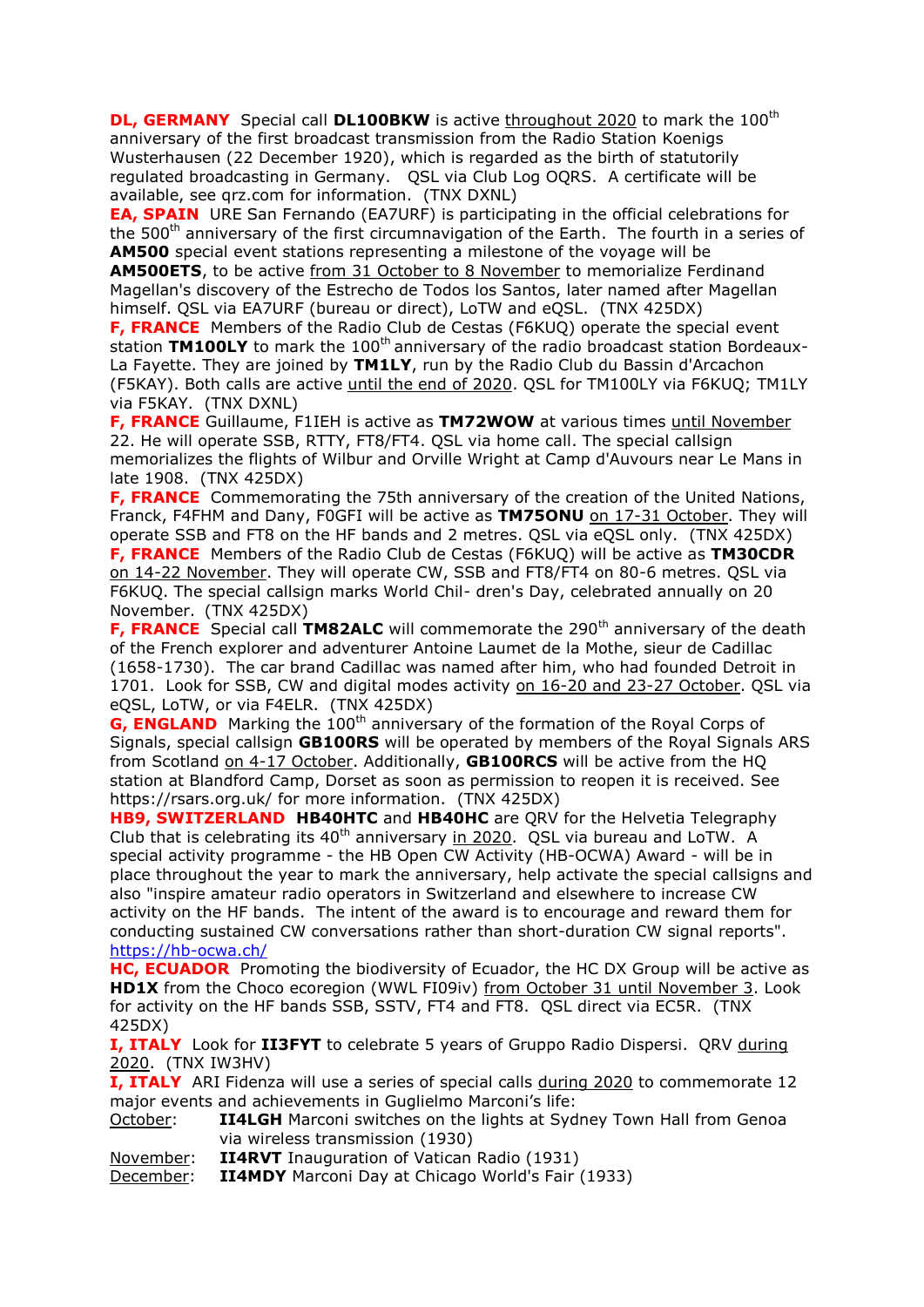**DL, GERMANY** Special call **DL100BKW** is active throughout 2020 to mark the 100th anniversary of the first broadcast transmission from the Radio Station Koenigs Wusterhausen (22 December 1920), which is regarded as the birth of statutorily regulated broadcasting in Germany. QSL via Club Log OQRS. A certificate will be available, see qrz.com for information. (TNX DXNL)

**EA, SPAIN** URE San Fernando (EA7URF) is participating in the official celebrations for the 500th anniversary of the first circumnavigation of the Earth. The fourth in a series of **AM500** special event stations representing a milestone of the voyage will be **AM500ETS**, to be active from 31 October to 8 November to memorialize Ferdinand Magellan's discovery of the Estrecho de Todos los Santos, later named after Magellan himself. QSL via EA7URF (bureau or direct), LoTW and eQSL. (TNX 425DX)

**F, FRANCE** Members of the Radio Club de Cestas (F6KUQ) operate the special event station **TM100LY** to mark the 100th anniversary of the radio broadcast station Bordeaux-La Fayette. They are joined by **TM1LY**, run by the Radio Club du Bassin d'Arcachon (F5KAY). Both calls are active until the end of 2020. QSL for TM100LY via F6KUQ; TM1LY via F5KAY. (TNX DXNL)

**F, FRANCE** Guillaume, F1IEH is active as **TM72WOW** at various times until November 22. He will operate SSB, RTTY, FT8/FT4. QSL via home call. The special callsign memorializes the flights of Wilbur and Orville Wright at Camp d'Auvours near Le Mans in late 1908. (TNX 425DX)

**F, FRANCE** Commemorating the 75th anniversary of the creation of the United Nations, Franck, F4FHM and Dany, F0GFI will be active as **TM75ONU** on 17-31 October. They will operate SSB and FT8 on the HF bands and 2 metres. QSL via eQSL only. (TNX 425DX)

**F, FRANCE** Members of the Radio Club de Cestas (F6KUQ) will be active as **TM30CDR** on 14-22 November. They will operate CW, SSB and FT8/FT4 on 80-6 metres. QSL via F6KUQ. The special callsign marks World Chil- dren's Day, celebrated annually on 20 November. (TNX 425DX)

**F, FRANCE** Special call **TM82ALC** will commemorate the 290th anniversary of the death of the French explorer and adventurer Antoine Laumet de la Mothe, sieur de Cadillac (1658-1730). The car brand Cadillac was named after him, who had founded Detroit in 1701. Look for SSB, CW and digital modes activity on 16-20 and 23-27 October. QSL via eQSL, LoTW, or via F4ELR. (TNX 425DX)

**G, ENGLAND** Marking the 100th anniversary of the formation of the Royal Corps of Signals, special callsign **GB100RS** will be operated by members of the Royal Signals ARS from Scotland on 4-17 October. Additionally, **GB100RCS** will be active from the HQ station at Blandford Camp, Dorset as soon as permission to reopen it is received. See https://rsars.org.uk/ for more information. (TNX 425DX)

**HB9, SWITZERLAND** **HB40HTC** and **HB40HC** are QRV for the Helvetia Telegraphy Club that is celebrating its 40th anniversary in 2020. QSL via bureau and LoTW. A special activity programme - the HB Open CW Activity (HB-OCWA) Award - will be in place throughout the year to mark the anniversary, help activate the special callsigns and also "inspire amateur radio operators in Switzerland and elsewhere to increase CW activity on the HF bands. The intent of the award is to encourage and reward them for conducting sustained CW conversations rather than short-duration CW signal reports". https://hb-ocwa.ch/

**HC, ECUADOR** Promoting the biodiversity of Ecuador, the HC DX Group will be active as **HD1X** from the Choco ecoregion (WWL FI09iv) from October 31 until November 3. Look for activity on the HF bands SSB, SSTV, FT4 and FT8. QSL direct via EC5R. (TNX 425DX)

**I, ITALY** Look for **II3FYT** to celebrate 5 years of Gruppo Radio Dispersi. QRV during 2020. (TNX IW3HV)

**I, ITALY** ARI Fidenza will use a series of special calls during 2020 to commemorate 12 major events and achievements in Guglielmo Marconi's life:

- October: **II4LGH** Marconi switches on the lights at Sydney Town Hall from Genoa via wireless transmission (1930)
- November: **II4RVT** Inauguration of Vatican Radio (1931)
- December: **II4MDY** Marconi Day at Chicago World's Fair (1933)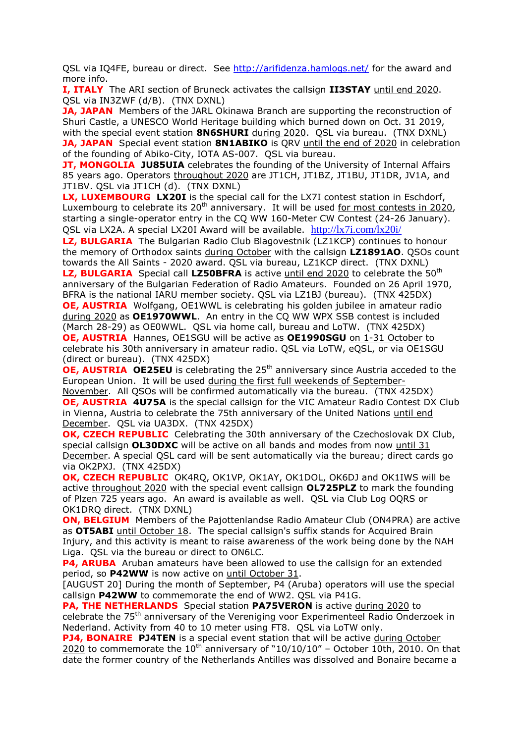QSL via IQ4FE, bureau or direct. See http://arifidenza.hamlogs.net/ for the award and more info.

**I, ITALY** The ARI section of Bruneck activates the callsign **II3STAY** until end 2020. QSL via IN3ZWF (d/B). (TNX DXNL)

**JA, JAPAN** Members of the JARL Okinawa Branch are supporting the reconstruction of Shuri Castle, a UNESCO World Heritage building which burned down on Oct. 31 2019, with the special event station **8N6SHURI** during 2020. QSL via bureau. (TNX DXNL)

**JA, JAPAN** Special event station **8N1ABIKO** is QRV until the end of 2020 in celebration of the founding of Abiko-City, IOTA AS-007. QSL via bureau.

**JT, MONGOLIA** **JU85UIA** celebrates the founding of the University of Internal Affairs 85 years ago. Operators throughout 2020 are JT1CH, JT1BZ, JT1BU, JT1DR, JV1A, and JT1BV. QSL via JT1CH (d). (TNX DXNL)

**LX, LUXEMBOURG** **LX20I** is the special call for the LX7I contest station in Eschdorf, Luxembourg to celebrate its 20th anniversary. It will be used for most contests in 2020, starting a single-operator entry in the CQ WW 160-Meter CW Contest (24-26 January). QSL via LX2A. A special LX20I Award will be available. http://lx7i.com/lx20i/

**LZ, BULGARIA** The Bulgarian Radio Club Blagovestnik (LZ1KCP) continues to honour the memory of Orthodox saints during October with the callsign **LZ1891AO**. QSOs count towards the All Saints - 2020 award. QSL via bureau, LZ1KCP direct. (TNX DXNL)

**LZ, BULGARIA** Special call **LZ50BFRA** is active until end 2020 to celebrate the 50th anniversary of the Bulgarian Federation of Radio Amateurs. Founded on 26 April 1970, BFRA is the national IARU member society. QSL via LZ1BJ (bureau). (TNX 425DX)

**OE, AUSTRIA** Wolfgang, OE1WWL is celebrating his golden jubilee in amateur radio during 2020 as **OE1970WWL**. An entry in the CQ WW WPX SSB contest is included (March 28-29) as OE0WWL. QSL via home call, bureau and LoTW. (TNX 425DX)

**OE, AUSTRIA** Hannes, OE1SGU will be active as **OE1990SGU** on 1-31 October to celebrate his 30th anniversary in amateur radio. QSL via LoTW, eQSL, or via OE1SGU (direct or bureau). (TNX 425DX)

**OE, AUSTRIA** **OE25EU** is celebrating the 25th anniversary since Austria acceded to the European Union. It will be used during the first full weekends of September-November. All QSOs will be confirmed automatically via the bureau. (TNX 425DX)

**OE, AUSTRIA** **4U75A** is the special callsign for the VIC Amateur Radio Contest DX Club in Vienna, Austria to celebrate the 75th anniversary of the United Nations until end December. QSL via UA3DX. (TNX 425DX)

**OK, CZECH REPUBLIC** Celebrating the 30th anniversary of the Czechoslovak DX Club, special callsign **OL30DXC** will be active on all bands and modes from now until 31 December. A special QSL card will be sent automatically via the bureau; direct cards go via OK2PXJ. (TNX 425DX)

**OK, CZECH REPUBLIC** OK4RQ, OK1VP, OK1AY, OK1DOL, OK6DJ and OK1IWS will be active throughout 2020 with the special event callsign **OL725PLZ** to mark the founding of Plzen 725 years ago. An award is available as well. QSL via Club Log OQRS or OK1DRQ direct. (TNX DXNL)

**ON, BELGIUM** Members of the Pajottenlandse Radio Amateur Club (ON4PRA) are active as **OT5ABI** until October 18. The special callsign's suffix stands for Acquired Brain Injury, and this activity is meant to raise awareness of the work being done by the NAH Liga. QSL via the bureau or direct to ON6LC.

**P4, ARUBA** Aruban amateurs have been allowed to use the callsign for an extended period, so **P42WW** is now active on until October 31.
[AUGUST 20] During the month of September, P4 (Aruba) operators will use the special callsign **P42WW** to commemorate the end of WW2. QSL via P41G.

**PA, THE NETHERLANDS** Special station **PA75VERON** is active during 2020 to celebrate the 75th anniversary of the Vereniging voor Experimenteel Radio Onderzoek in Nederland. Activity from 40 to 10 meter using FT8. QSL via LoTW only.

**PJ4, BONAIRE** **PJ4TEN** is a special event station that will be active during October 2020 to commemorate the 10th anniversary of "10/10/10" – October 10th, 2010. On that date the former country of the Netherlands Antilles was dissolved and Bonaire became a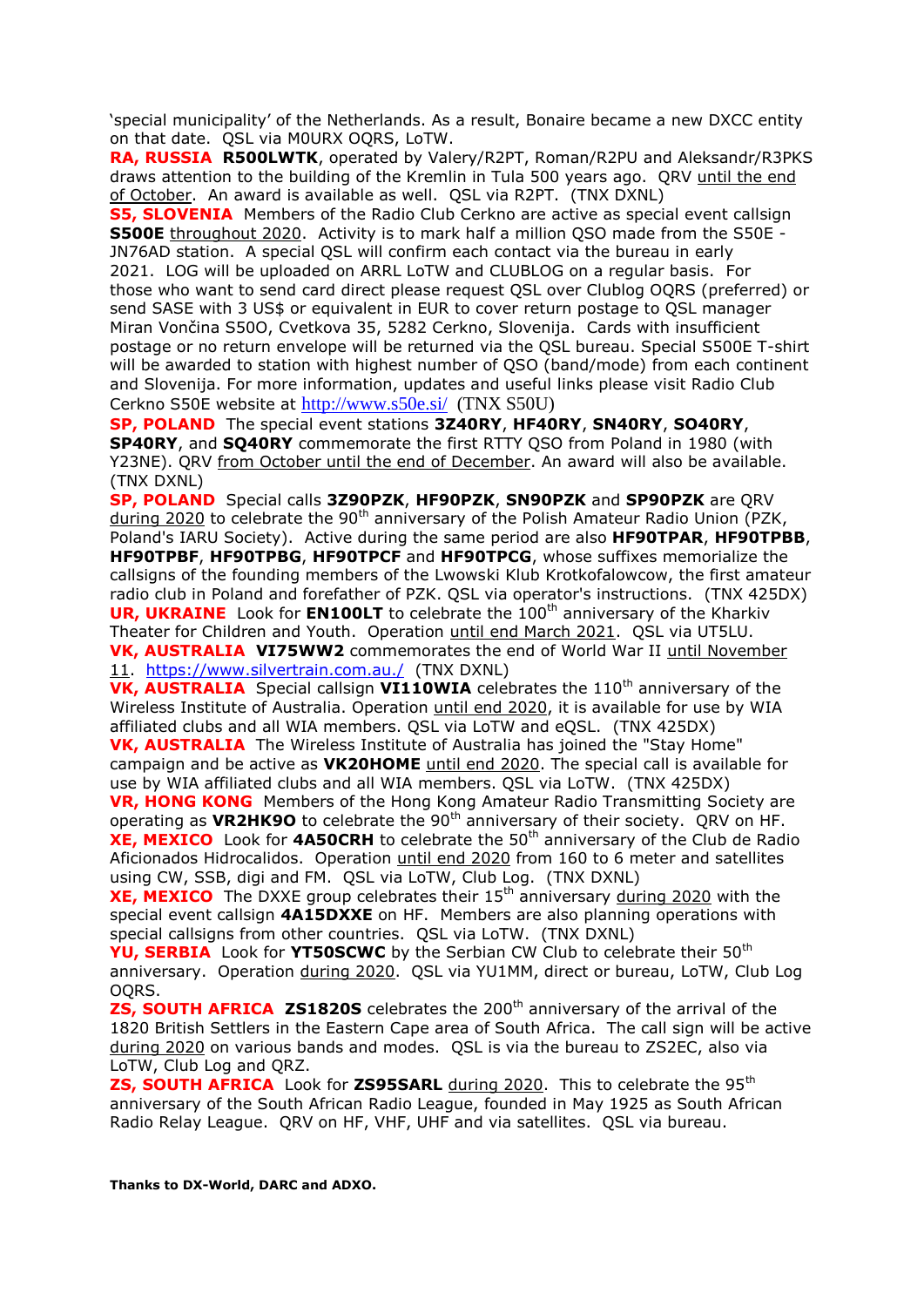'special municipality' of the Netherlands. As a result, Bonaire became a new DXCC entity on that date. QSL via M0URX OQRS, LoTW.

**RA, RUSSIA** **R500LWTK**, operated by Valery/R2PT, Roman/R2PU and Aleksandr/R3PKS draws attention to the building of the Kremlin in Tula 500 years ago. QRV until the end of October. An award is available as well. QSL via R2PT. (TNX DXNL)

**S5, SLOVENIA** Members of the Radio Club Cerkno are active as special event callsign **S500E** throughout 2020. Activity is to mark half a million QSO made from the S50E - JN76AD station. A special QSL will confirm each contact via the bureau in early 2021. LOG will be uploaded on ARRL LoTW and CLUBLOG on a regular basis. For those who want to send card direct please request QSL over Clublog OQRS (preferred) or send SASE with 3 US$ or equivalent in EUR to cover return postage to QSL manager Miran Vončina S50O, Cvetkova 35, 5282 Cerkno, Slovenija. Cards with insufficient postage or no return envelope will be returned via the QSL bureau. Special S500E T-shirt will be awarded to station with highest number of QSO (band/mode) from each continent and Slovenija. For more information, updates and useful links please visit Radio Club Cerkno S50E website at http://www.s50e.si/ (TNX S50U)

**SP, POLAND** The special event stations **3Z40RY**, **HF40RY**, **SN40RY**, **SO40RY**, **SP40RY**, and **SQ40RY** commemorate the first RTTY QSO from Poland in 1980 (with Y23NE). QRV from October until the end of December. An award will also be available. (TNX DXNL)

**SP, POLAND** Special calls **3Z90PZK**, **HF90PZK**, **SN90PZK** and **SP90PZK** are QRV during 2020 to celebrate the 90th anniversary of the Polish Amateur Radio Union (PZK, Poland's IARU Society). Active during the same period are also **HF90TPAR**, **HF90TPBB**, **HF90TPBF**, **HF90TPBG**, **HF90TPCF** and **HF90TPCG**, whose suffixes memorialize the callsigns of the founding members of the Lwowski Klub Krotkofalowcow, the first amateur radio club in Poland and forefather of PZK. QSL via operator's instructions. (TNX 425DX)

**UR, UKRAINE** Look for **EN100LT** to celebrate the 100th anniversary of the Kharkiv Theater for Children and Youth. Operation until end March 2021. QSL via UT5LU.

**VK, AUSTRALIA** **VI75WW2** commemorates the end of World War II until November 11. https://www.silvertrain.com.au./ (TNX DXNL)

**VK, AUSTRALIA** Special callsign **VI110WIA** celebrates the 110th anniversary of the Wireless Institute of Australia. Operation until end 2020, it is available for use by WIA affiliated clubs and all WIA members. QSL via LoTW and eQSL. (TNX 425DX)

**VK, AUSTRALIA** The Wireless Institute of Australia has joined the "Stay Home" campaign and be active as **VK20HOME** until end 2020. The special call is available for use by WIA affiliated clubs and all WIA members. QSL via LoTW. (TNX 425DX)

**VR, HONG KONG** Members of the Hong Kong Amateur Radio Transmitting Society are operating as **VR2HK90** to celebrate the 90th anniversary of their society. QRV on HF.

**XE, MEXICO** Look for **4A50CRH** to celebrate the 50th anniversary of the Club de Radio Aficionados Hidrocalidos. Operation until end 2020 from 160 to 6 meter and satellites using CW, SSB, digi and FM. QSL via LoTW, Club Log. (TNX DXNL)

**XE, MEXICO** The DXXE group celebrates their 15th anniversary during 2020 with the special event callsign **4A15DXXE** on HF. Members are also planning operations with special callsigns from other countries. QSL via LoTW. (TNX DXNL)

**YU, SERBIA** Look for **YT50SCWC** by the Serbian CW Club to celebrate their 50th anniversary. Operation during 2020. QSL via YU1MM, direct or bureau, LoTW, Club Log OQRS.

**ZS, SOUTH AFRICA** **ZS1820S** celebrates the 200th anniversary of the arrival of the 1820 British Settlers in the Eastern Cape area of South Africa. The call sign will be active during 2020 on various bands and modes. QSL is via the bureau to ZS2EC, also via LoTW, Club Log and QRZ.

**ZS, SOUTH AFRICA** Look for **ZS95SARL** during 2020. This to celebrate the 95th anniversary of the South African Radio League, founded in May 1925 as South African Radio Relay League. QRV on HF, VHF, UHF and via satellites. QSL via bureau.

**Thanks to DX-World, DARC and ADXO.**